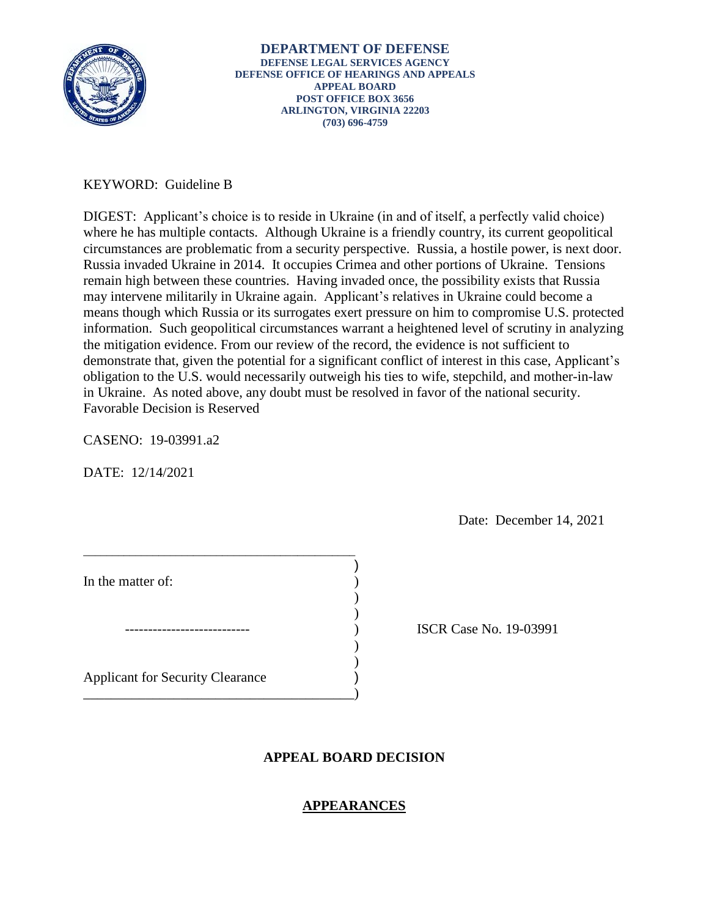**DEPARTMENT OF DEFENSE**
**DEFENSE LEGAL SERVICES AGENCY**
**DEFENSE OFFICE OF HEARINGS AND APPEALS**
**APPEAL BOARD**
**POST OFFICE BOX 3656**
**ARLINGTON, VIRGINIA 22203**
**(703) 696-4759**

KEYWORD: Guideline B

DIGEST: Applicant's choice is to reside in Ukraine (in and of itself, a perfectly valid choice) where he has multiple contacts. Although Ukraine is a friendly country, its current geopolitical circumstances are problematic from a security perspective. Russia, a hostile power, is next door. Russia invaded Ukraine in 2014. It occupies Crimea and other portions of Ukraine. Tensions remain high between these countries. Having invaded once, the possibility exists that Russia may intervene militarily in Ukraine again. Applicant's relatives in Ukraine could become a means though which Russia or its surrogates exert pressure on him to compromise U.S. protected information. Such geopolitical circumstances warrant a heightened level of scrutiny in analyzing the mitigation evidence. From our review of the record, the evidence is not sufficient to demonstrate that, given the potential for a significant conflict of interest in this case, Applicant's obligation to the U.S. would necessarily outweigh his ties to wife, stepchild, and mother-in-law in Ukraine. As noted above, any doubt must be resolved in favor of the national security. Favorable Decision is Reserved

CASENO: 19-03991.a2

DATE: 12/14/2021

Date: December 14, 2021

| | |
|---|---|
| In the matter of: | |
| -------------------------- | ISCR Case No. 19-03991 |
| Applicant for Security Clearance | |

## APPEAL BOARD DECISION

## APPEARANCES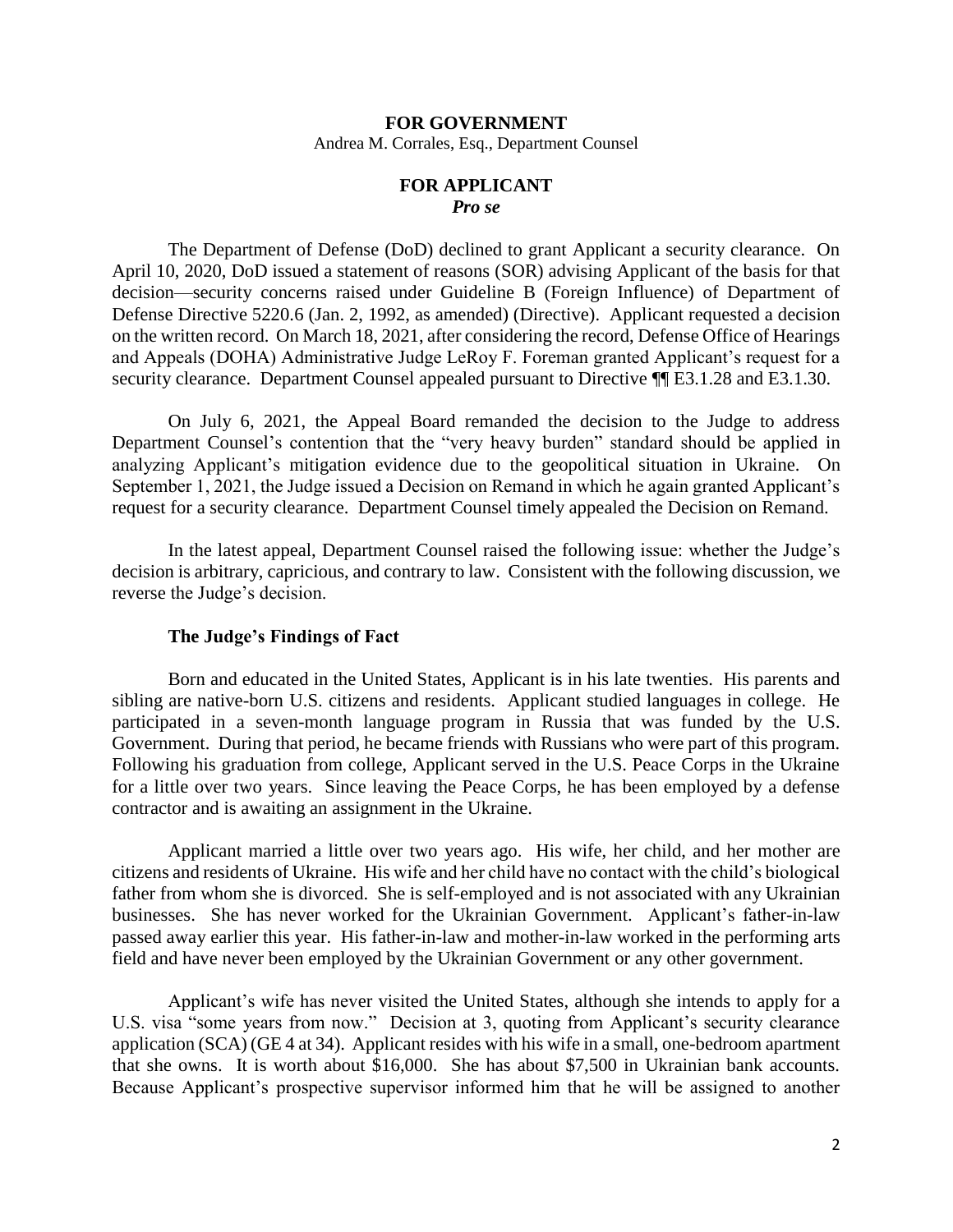**FOR GOVERNMENT**
Andrea M. Corrales, Esq., Department Counsel

**FOR APPLICANT**
***Pro se***

The Department of Defense (DoD) declined to grant Applicant a security clearance. On April 10, 2020, DoD issued a statement of reasons (SOR) advising Applicant of the basis for that decision—security concerns raised under Guideline B (Foreign Influence) of Department of Defense Directive 5220.6 (Jan. 2, 1992, as amended) (Directive). Applicant requested a decision on the written record. On March 18, 2021, after considering the record, Defense Office of Hearings and Appeals (DOHA) Administrative Judge LeRoy F. Foreman granted Applicant's request for a security clearance. Department Counsel appealed pursuant to Directive ¶¶ E3.1.28 and E3.1.30.

On July 6, 2021, the Appeal Board remanded the decision to the Judge to address Department Counsel's contention that the "very heavy burden" standard should be applied in analyzing Applicant's mitigation evidence due to the geopolitical situation in Ukraine. On September 1, 2021, the Judge issued a Decision on Remand in which he again granted Applicant's request for a security clearance. Department Counsel timely appealed the Decision on Remand.

In the latest appeal, Department Counsel raised the following issue: whether the Judge's decision is arbitrary, capricious, and contrary to law. Consistent with the following discussion, we reverse the Judge's decision.

**The Judge's Findings of Fact**

Born and educated in the United States, Applicant is in his late twenties. His parents and sibling are native-born U.S. citizens and residents. Applicant studied languages in college. He participated in a seven-month language program in Russia that was funded by the U.S. Government. During that period, he became friends with Russians who were part of this program. Following his graduation from college, Applicant served in the U.S. Peace Corps in the Ukraine for a little over two years. Since leaving the Peace Corps, he has been employed by a defense contractor and is awaiting an assignment in the Ukraine.

Applicant married a little over two years ago. His wife, her child, and her mother are citizens and residents of Ukraine. His wife and her child have no contact with the child's biological father from whom she is divorced. She is self-employed and is not associated with any Ukrainian businesses. She has never worked for the Ukrainian Government. Applicant's father-in-law passed away earlier this year. His father-in-law and mother-in-law worked in the performing arts field and have never been employed by the Ukrainian Government or any other government.

Applicant's wife has never visited the United States, although she intends to apply for a U.S. visa "some years from now." Decision at 3, quoting from Applicant's security clearance application (SCA) (GE 4 at 34). Applicant resides with his wife in a small, one-bedroom apartment that she owns. It is worth about $16,000. She has about $7,500 in Ukrainian bank accounts. Because Applicant's prospective supervisor informed him that he will be assigned to another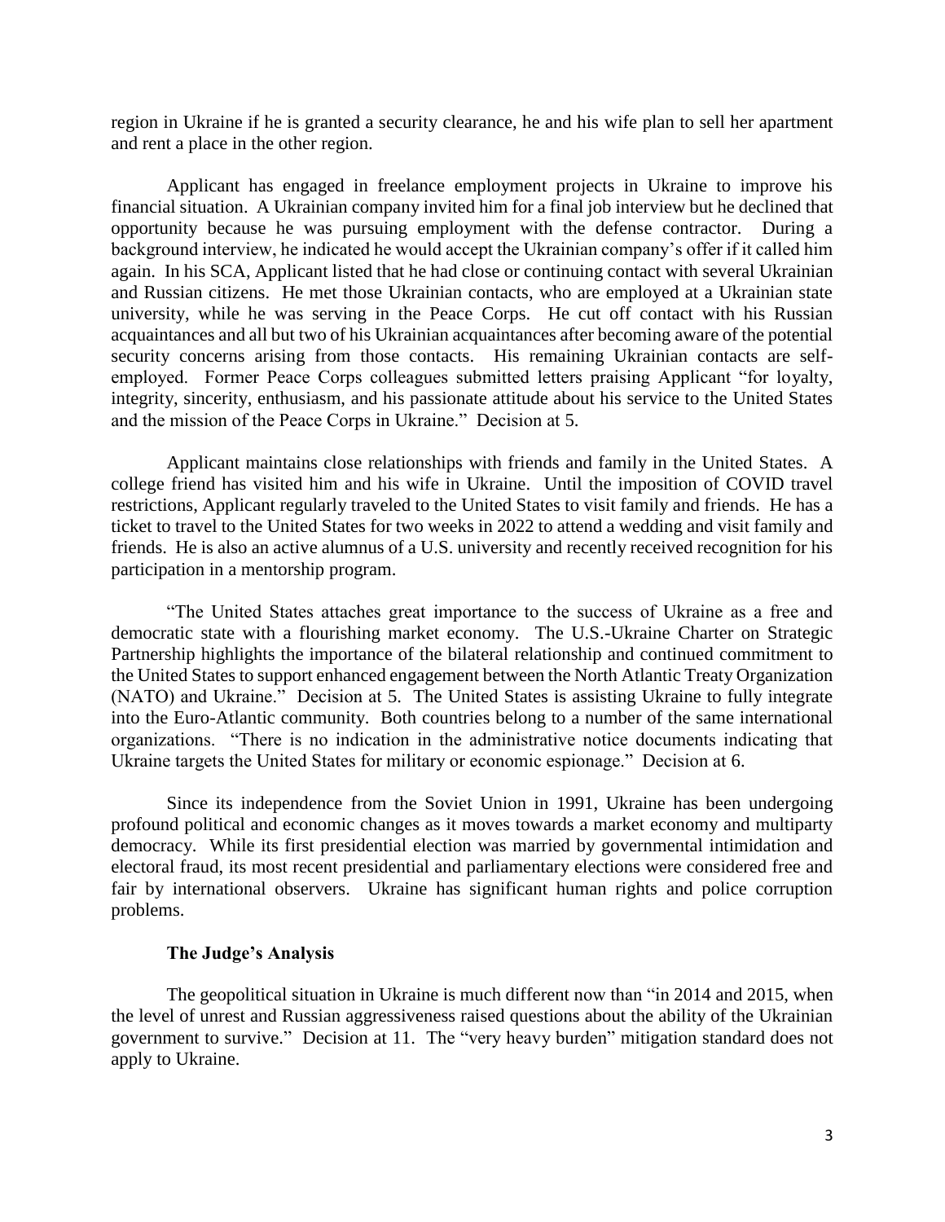region in Ukraine if he is granted a security clearance, he and his wife plan to sell her apartment and rent a place in the other region.

Applicant has engaged in freelance employment projects in Ukraine to improve his financial situation. A Ukrainian company invited him for a final job interview but he declined that opportunity because he was pursuing employment with the defense contractor. During a background interview, he indicated he would accept the Ukrainian company's offer if it called him again. In his SCA, Applicant listed that he had close or continuing contact with several Ukrainian and Russian citizens. He met those Ukrainian contacts, who are employed at a Ukrainian state university, while he was serving in the Peace Corps. He cut off contact with his Russian acquaintances and all but two of his Ukrainian acquaintances after becoming aware of the potential security concerns arising from those contacts. His remaining Ukrainian contacts are self-employed. Former Peace Corps colleagues submitted letters praising Applicant "for loyalty, integrity, sincerity, enthusiasm, and his passionate attitude about his service to the United States and the mission of the Peace Corps in Ukraine." Decision at 5.

Applicant maintains close relationships with friends and family in the United States. A college friend has visited him and his wife in Ukraine. Until the imposition of COVID travel restrictions, Applicant regularly traveled to the United States to visit family and friends. He has a ticket to travel to the United States for two weeks in 2022 to attend a wedding and visit family and friends. He is also an active alumnus of a U.S. university and recently received recognition for his participation in a mentorship program.

"The United States attaches great importance to the success of Ukraine as a free and democratic state with a flourishing market economy. The U.S.-Ukraine Charter on Strategic Partnership highlights the importance of the bilateral relationship and continued commitment to the United States to support enhanced engagement between the North Atlantic Treaty Organization (NATO) and Ukraine." Decision at 5. The United States is assisting Ukraine to fully integrate into the Euro-Atlantic community. Both countries belong to a number of the same international organizations. "There is no indication in the administrative notice documents indicating that Ukraine targets the United States for military or economic espionage." Decision at 6.

Since its independence from the Soviet Union in 1991, Ukraine has been undergoing profound political and economic changes as it moves towards a market economy and multiparty democracy. While its first presidential election was married by governmental intimidation and electoral fraud, its most recent presidential and parliamentary elections were considered free and fair by international observers. Ukraine has significant human rights and police corruption problems.

### The Judge's Analysis

The geopolitical situation in Ukraine is much different now than "in 2014 and 2015, when the level of unrest and Russian aggressiveness raised questions about the ability of the Ukrainian government to survive." Decision at 11. The "very heavy burden" mitigation standard does not apply to Ukraine.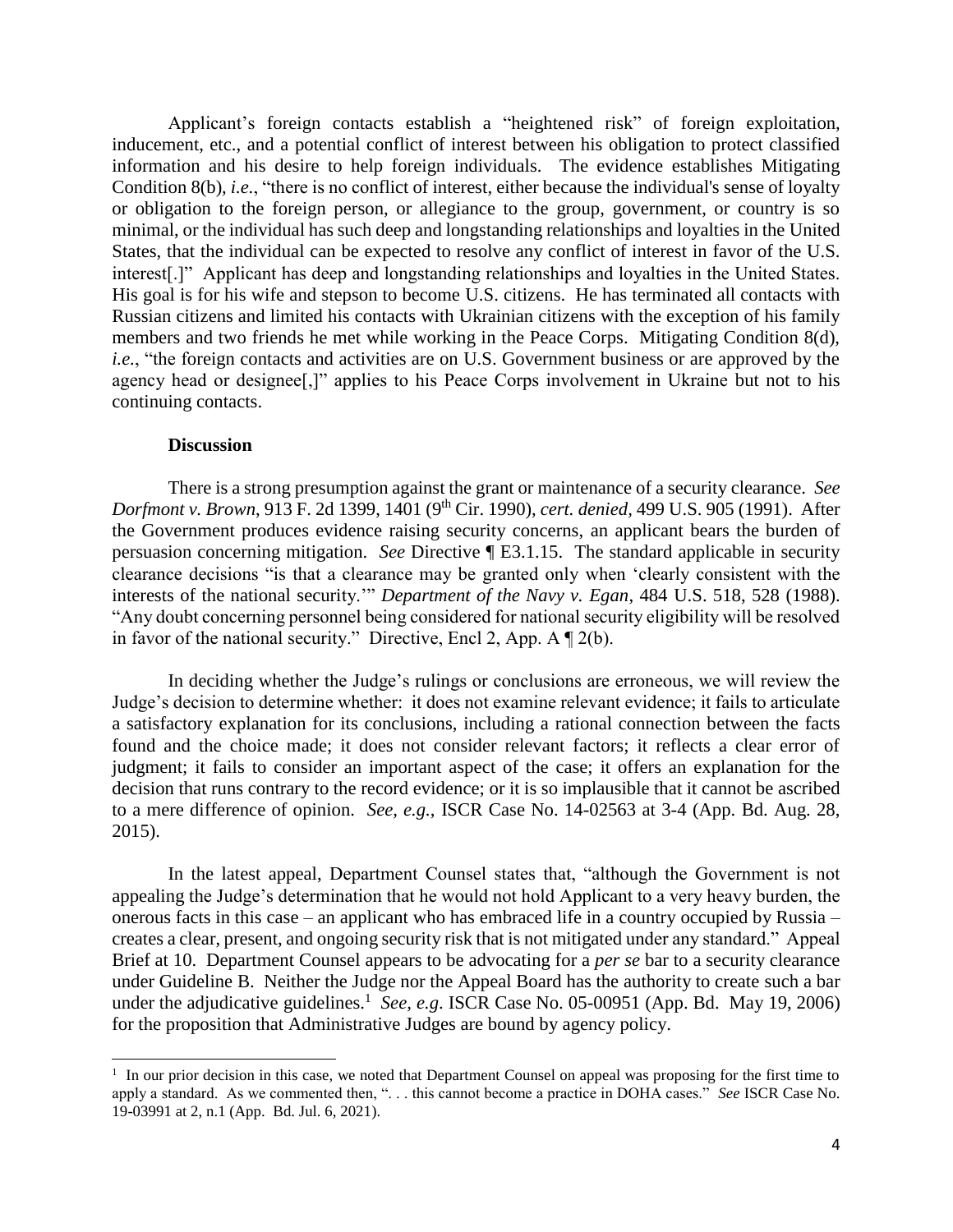Applicant's foreign contacts establish a "heightened risk" of foreign exploitation, inducement, etc., and a potential conflict of interest between his obligation to protect classified information and his desire to help foreign individuals. The evidence establishes Mitigating Condition 8(b), *i.e.*, "there is no conflict of interest, either because the individual's sense of loyalty or obligation to the foreign person, or allegiance to the group, government, or country is so minimal, or the individual has such deep and longstanding relationships and loyalties in the United States, that the individual can be expected to resolve any conflict of interest in favor of the U.S. interest[.]" Applicant has deep and longstanding relationships and loyalties in the United States. His goal is for his wife and stepson to become U.S. citizens. He has terminated all contacts with Russian citizens and limited his contacts with Ukrainian citizens with the exception of his family members and two friends he met while working in the Peace Corps. Mitigating Condition 8(d), *i.e.*, "the foreign contacts and activities are on U.S. Government business or are approved by the agency head or designee[,]" applies to his Peace Corps involvement in Ukraine but not to his continuing contacts.

**Discussion**

There is a strong presumption against the grant or maintenance of a security clearance. *See Dorfmont v. Brown*, 913 F. 2d 1399, 1401 (9th Cir. 1990), *cert. denied*, 499 U.S. 905 (1991). After the Government produces evidence raising security concerns, an applicant bears the burden of persuasion concerning mitigation. *See* Directive ¶ E3.1.15. The standard applicable in security clearance decisions "is that a clearance may be granted only when 'clearly consistent with the interests of the national security.'" *Department of the Navy v. Egan*, 484 U.S. 518, 528 (1988). "Any doubt concerning personnel being considered for national security eligibility will be resolved in favor of the national security." Directive, Encl 2, App. A ¶ 2(b).

In deciding whether the Judge's rulings or conclusions are erroneous, we will review the Judge's decision to determine whether: it does not examine relevant evidence; it fails to articulate a satisfactory explanation for its conclusions, including a rational connection between the facts found and the choice made; it does not consider relevant factors; it reflects a clear error of judgment; it fails to consider an important aspect of the case; it offers an explanation for the decision that runs contrary to the record evidence; or it is so implausible that it cannot be ascribed to a mere difference of opinion. *See, e.g.*, ISCR Case No. 14-02563 at 3-4 (App. Bd. Aug. 28, 2015).

In the latest appeal, Department Counsel states that, "although the Government is not appealing the Judge's determination that he would not hold Applicant to a very heavy burden, the onerous facts in this case – an applicant who has embraced life in a country occupied by Russia – creates a clear, present, and ongoing security risk that is not mitigated under any standard." Appeal Brief at 10. Department Counsel appears to be advocating for a *per se* bar to a security clearance under Guideline B. Neither the Judge nor the Appeal Board has the authority to create such a bar under the adjudicative guidelines.[1] *See, e.g*. ISCR Case No. 05-00951 (App. Bd. May 19, 2006) for the proposition that Administrative Judges are bound by agency policy.

[1] In our prior decision in this case, we noted that Department Counsel on appeal was proposing for the first time to apply a standard. As we commented then, ". . . this cannot become a practice in DOHA cases." *See* ISCR Case No. 19-03991 at 2, n.1 (App. Bd. Jul. 6, 2021).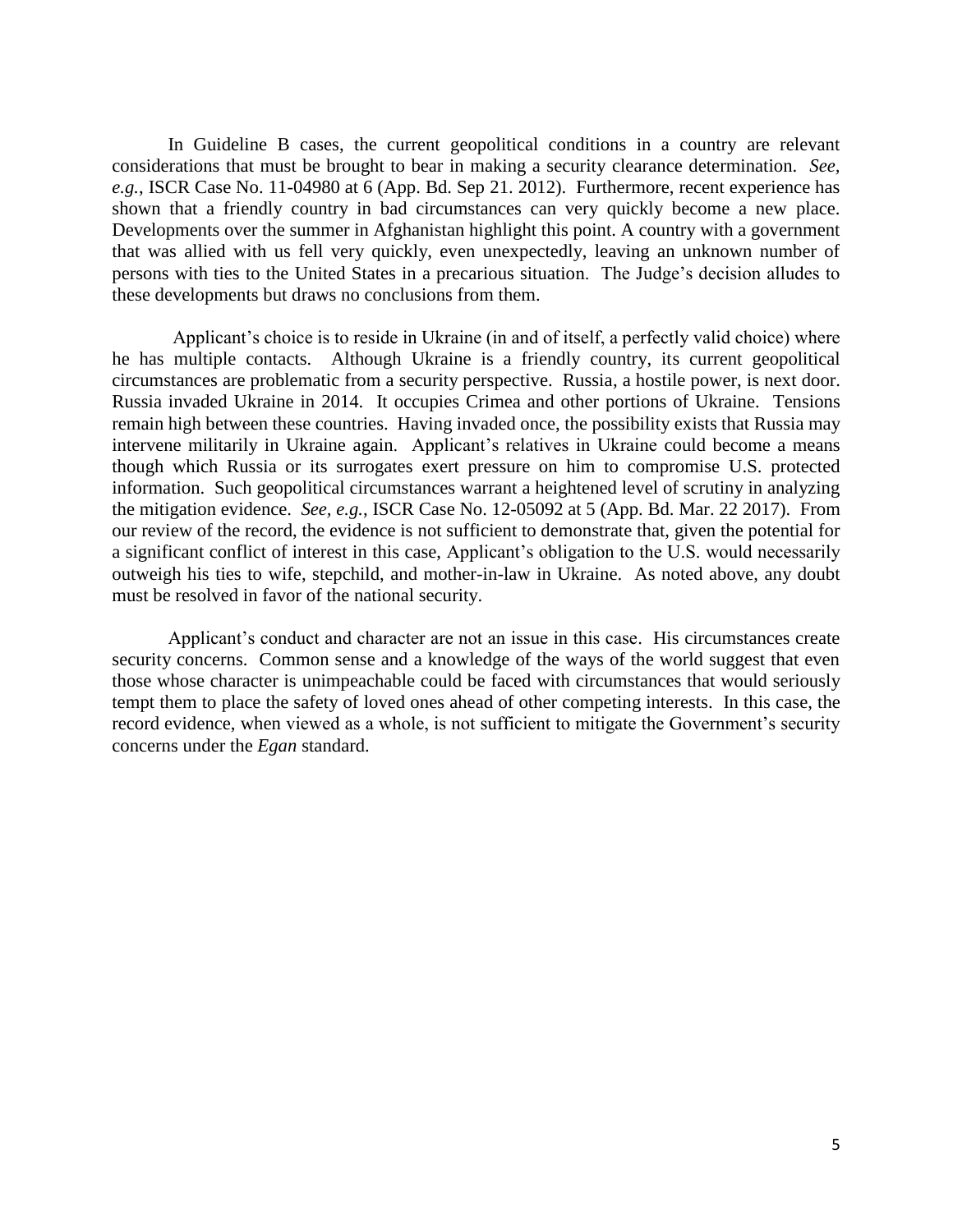In Guideline B cases, the current geopolitical conditions in a country are relevant considerations that must be brought to bear in making a security clearance determination. *See, e.g.*, ISCR Case No. 11-04980 at 6 (App. Bd. Sep 21. 2012). Furthermore, recent experience has shown that a friendly country in bad circumstances can very quickly become a new place. Developments over the summer in Afghanistan highlight this point. A country with a government that was allied with us fell very quickly, even unexpectedly, leaving an unknown number of persons with ties to the United States in a precarious situation. The Judge's decision alludes to these developments but draws no conclusions from them.

Applicant's choice is to reside in Ukraine (in and of itself, a perfectly valid choice) where he has multiple contacts. Although Ukraine is a friendly country, its current geopolitical circumstances are problematic from a security perspective. Russia, a hostile power, is next door. Russia invaded Ukraine in 2014. It occupies Crimea and other portions of Ukraine. Tensions remain high between these countries. Having invaded once, the possibility exists that Russia may intervene militarily in Ukraine again. Applicant's relatives in Ukraine could become a means though which Russia or its surrogates exert pressure on him to compromise U.S. protected information. Such geopolitical circumstances warrant a heightened level of scrutiny in analyzing the mitigation evidence. *See, e.g.*, ISCR Case No. 12-05092 at 5 (App. Bd. Mar. 22 2017). From our review of the record, the evidence is not sufficient to demonstrate that, given the potential for a significant conflict of interest in this case, Applicant's obligation to the U.S. would necessarily outweigh his ties to wife, stepchild, and mother-in-law in Ukraine. As noted above, any doubt must be resolved in favor of the national security.

Applicant's conduct and character are not an issue in this case. His circumstances create security concerns. Common sense and a knowledge of the ways of the world suggest that even those whose character is unimpeachable could be faced with circumstances that would seriously tempt them to place the safety of loved ones ahead of other competing interests. In this case, the record evidence, when viewed as a whole, is not sufficient to mitigate the Government's security concerns under the *Egan* standard.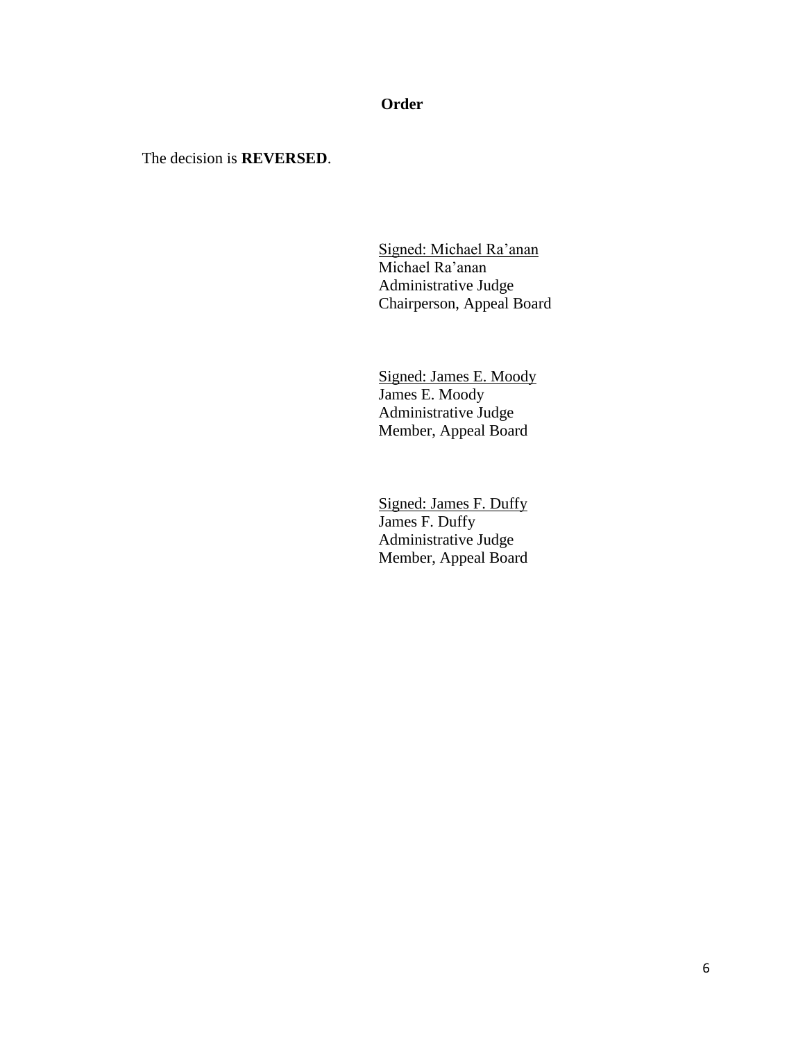## Order

The decision is **REVERSED**.

Signed: Michael Ra'anan
Michael Ra'anan
Administrative Judge
Chairperson, Appeal Board

Signed: James E. Moody
James E. Moody
Administrative Judge
Member, Appeal Board

Signed: James F. Duffy
James F. Duffy
Administrative Judge
Member, Appeal Board